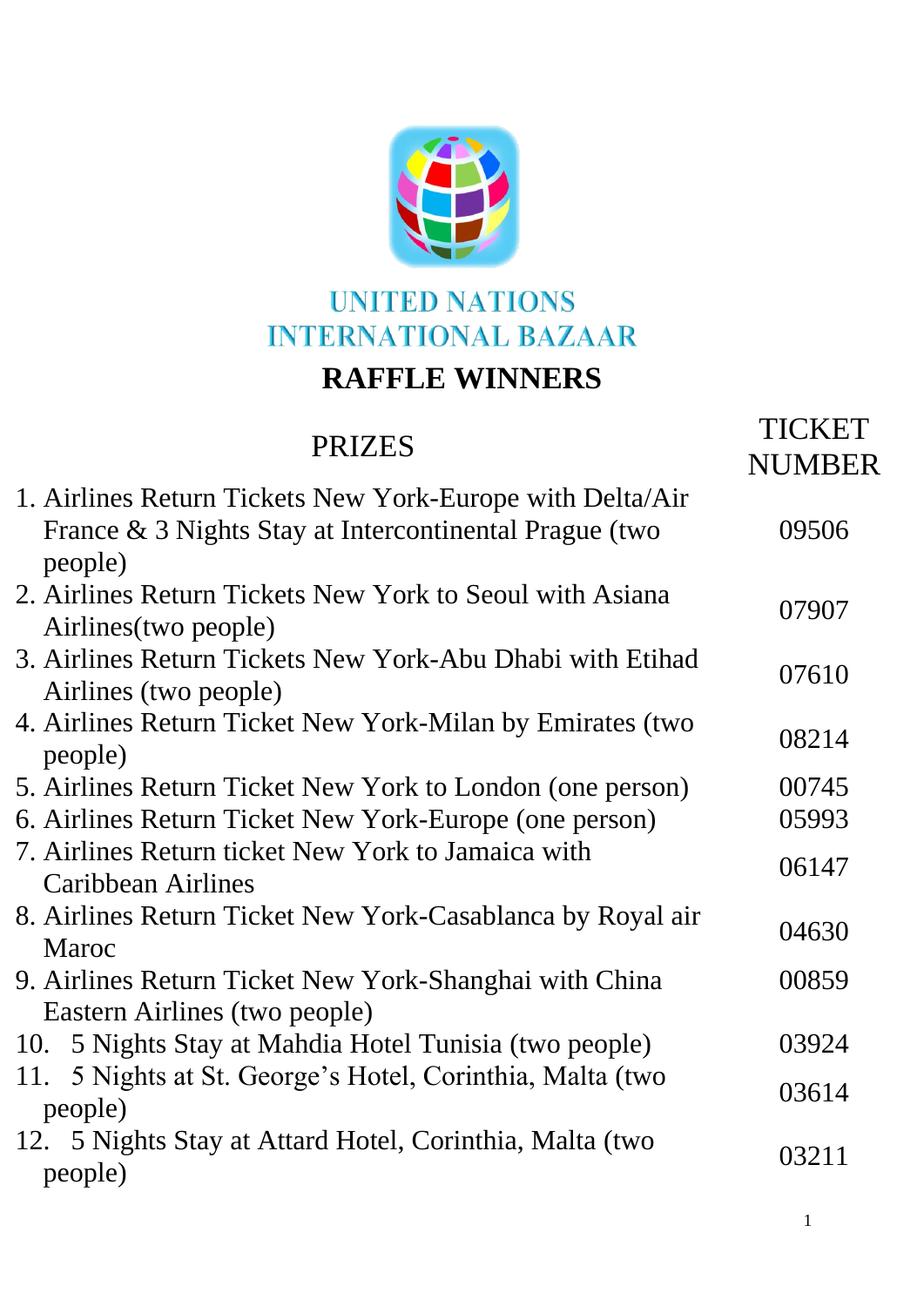# UNITED NATIONS INTERNATIONAL BAZAAR

## RAFFLE WINNERS

| PRIZES | TICKET NUMBER |
|---|---|
| 1. Airlines Return Tickets New York-Europe with Delta/Air France & 3 Nights Stay at Intercontinental Prague (two people) | 09506 |
| 2. Airlines Return Tickets New York to Seoul with Asiana Airlines(two people) | 07907 |
| 3. Airlines Return Tickets New York-Abu Dhabi with Etihad Airlines (two people) | 07610 |
| 4. Airlines Return Ticket New York-Milan by Emirates (two people) | 08214 |
| 5. Airlines Return Ticket New York to London (one person) | 00745 |
| 6. Airlines Return Ticket New York-Europe (one person) | 05993 |
| 7. Airlines Return ticket New York to Jamaica with Caribbean Airlines | 06147 |
| 8. Airlines Return Ticket New York-Casablanca by Royal air Maroc | 04630 |
| 9. Airlines Return Ticket New York-Shanghai with China Eastern Airlines (two people) | 00859 |
| 10. 5 Nights Stay at Mahdia Hotel Tunisia (two people) | 03924 |
| 11. 5 Nights at St. George's Hotel, Corinthia, Malta (two people) | 03614 |
| 12. 5 Nights Stay at Attard Hotel, Corinthia, Malta (two people) | 03211 |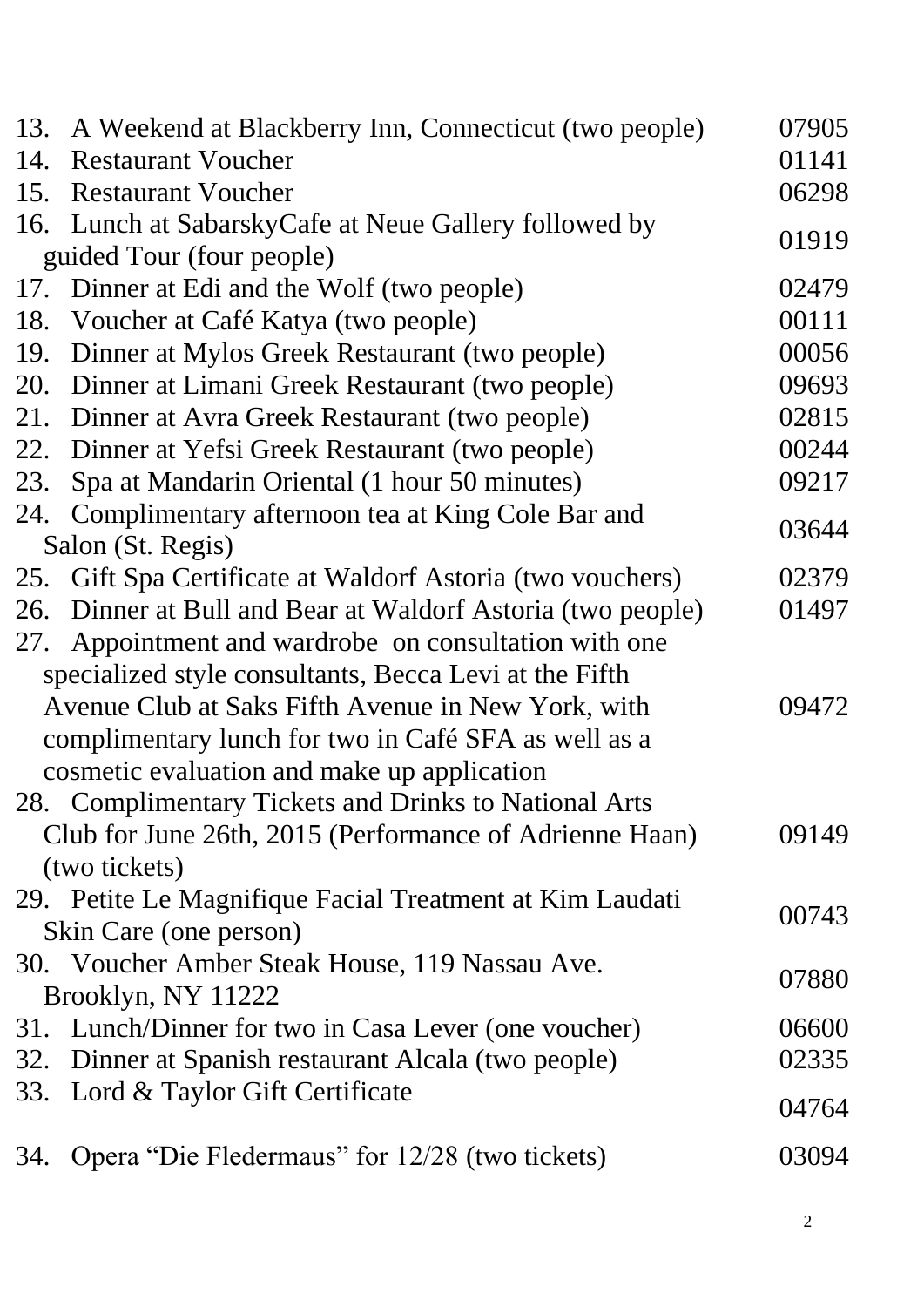| | |
|---|---|
| 13. A Weekend at Blackberry Inn, Connecticut (two people) | 07905 |
| 14. Restaurant Voucher | 01141 |
| 15. Restaurant Voucher | 06298 |
| 16. Lunch at SabarskyCafe at Neue Gallery followed by guided Tour (four people) | 01919 |
| 17. Dinner at Edi and the Wolf (two people) | 02479 |
| 18. Voucher at Café Katya (two people) | 00111 |
| 19. Dinner at Mylos Greek Restaurant (two people) | 00056 |
| 20. Dinner at Limani Greek Restaurant (two people) | 09693 |
| 21. Dinner at Avra Greek Restaurant (two people) | 02815 |
| 22. Dinner at Yefsi Greek Restaurant (two people) | 00244 |
| 23. Spa at Mandarin Oriental (1 hour 50 minutes) | 09217 |
| 24. Complimentary afternoon tea at King Cole Bar and Salon (St. Regis) | 03644 |
| 25. Gift Spa Certificate at Waldorf Astoria (two vouchers) | 02379 |
| 26. Dinner at Bull and Bear at Waldorf Astoria (two people) | 01497 |
| 27. Appointment and wardrobe on consultation with one specialized style consultants, Becca Levi at the Fifth Avenue Club at Saks Fifth Avenue in New York, with complimentary lunch for two in Café SFA as well as a cosmetic evaluation and make up application | 09472 |
| 28. Complimentary Tickets and Drinks to National Arts Club for June 26th, 2015 (Performance of Adrienne Haan) (two tickets) | 09149 |
| 29. Petite Le Magnifique Facial Treatment at Kim Laudati Skin Care (one person) | 00743 |
| 30. Voucher Amber Steak House, 119 Nassau Ave. Brooklyn, NY 11222 | 07880 |
| 31. Lunch/Dinner for two in Casa Lever (one voucher) | 06600 |
| 32. Dinner at Spanish restaurant Alcala (two people) | 02335 |
| 33. Lord & Taylor Gift Certificate | 04764 |
| 34. Opera "Die Fledermaus" for 12/28 (two tickets) | 03094 |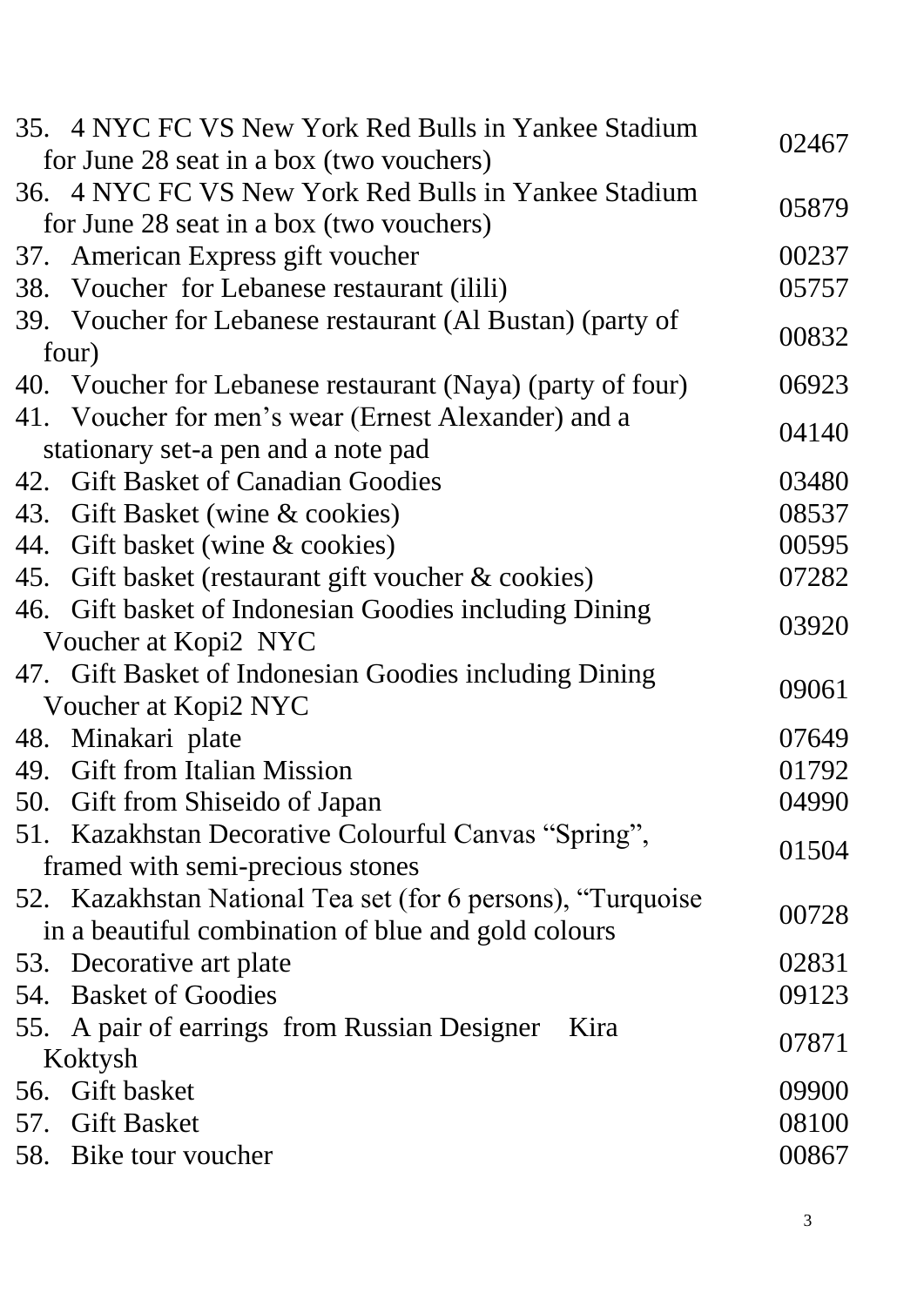| | |
|---|---|
| 35. 4 NYC FC VS New York Red Bulls in Yankee Stadium for June 28 seat in a box (two vouchers) | 02467 |
| 36. 4 NYC FC VS New York Red Bulls in Yankee Stadium for June 28 seat in a box (two vouchers) | 05879 |
| 37. American Express gift voucher | 00237 |
| 38. Voucher for Lebanese restaurant (ilili) | 05757 |
| 39. Voucher for Lebanese restaurant (Al Bustan) (party of four) | 00832 |
| 40. Voucher for Lebanese restaurant (Naya) (party of four) | 06923 |
| 41. Voucher for men's wear (Ernest Alexander) and a stationary set-a pen and a note pad | 04140 |
| 42. Gift Basket of Canadian Goodies | 03480 |
| 43. Gift Basket (wine & cookies) | 08537 |
| 44. Gift basket (wine & cookies) | 00595 |
| 45. Gift basket (restaurant gift voucher & cookies) | 07282 |
| 46. Gift basket of Indonesian Goodies including Dining Voucher at Kopi2 NYC | 03920 |
| 47. Gift Basket of Indonesian Goodies including Dining Voucher at Kopi2 NYC | 09061 |
| 48. Minakari plate | 07649 |
| 49. Gift from Italian Mission | 01792 |
| 50. Gift from Shiseido of Japan | 04990 |
| 51. Kazakhstan Decorative Colourful Canvas "Spring", framed with semi-precious stones | 01504 |
| 52. Kazakhstan National Tea set (for 6 persons), "Turquoise in a beautiful combination of blue and gold colours | 00728 |
| 53. Decorative art plate | 02831 |
| 54. Basket of Goodies | 09123 |
| 55. A pair of earrings from Russian Designer Kira Koktysh | 07871 |
| 56. Gift basket | 09900 |
| 57. Gift Basket | 08100 |
| 58. Bike tour voucher | 00867 |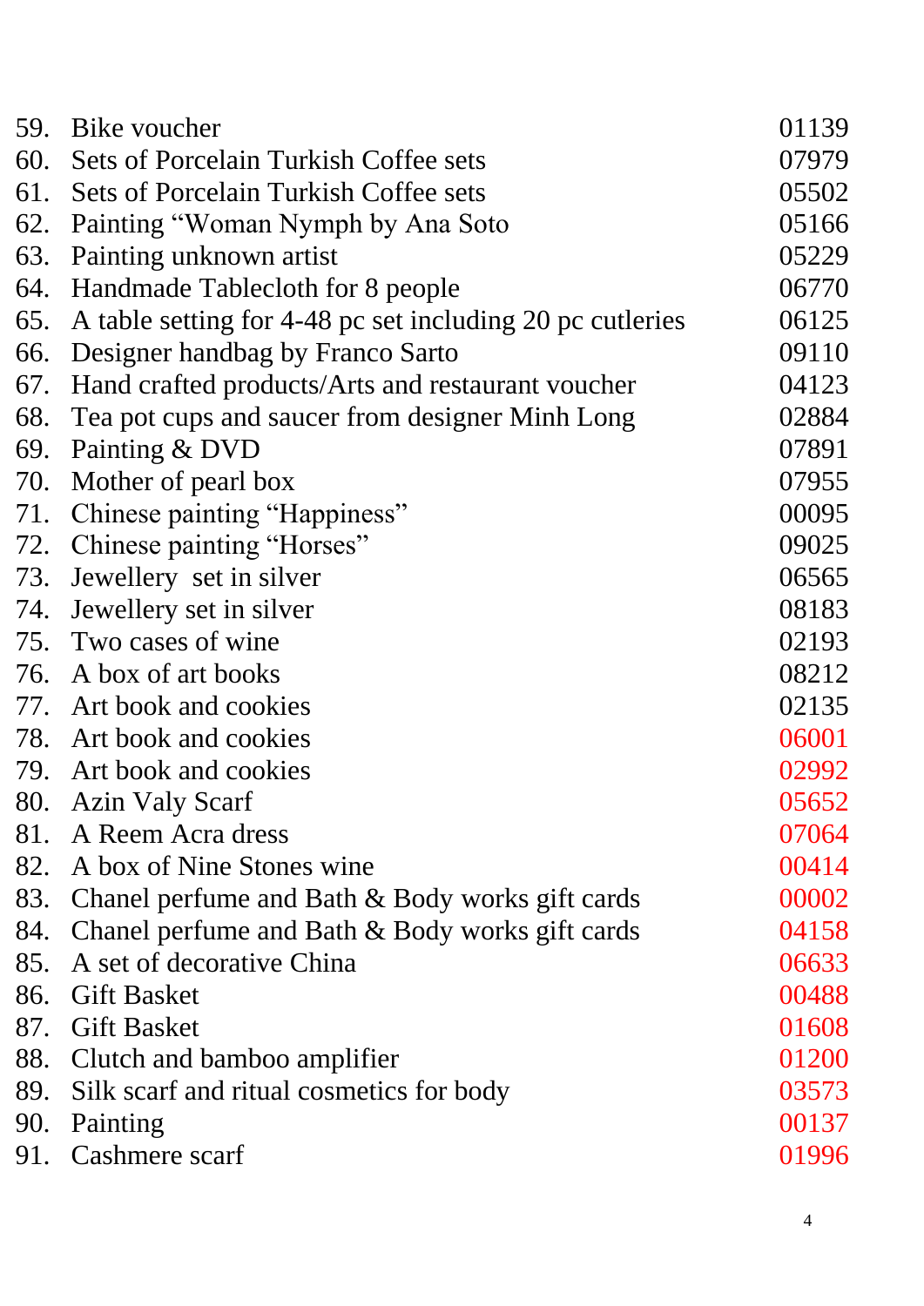| | | |
|---|---|---|
| 59. | Bike voucher | 01139 |
| 60. | Sets of Porcelain Turkish Coffee sets | 07979 |
| 61. | Sets of Porcelain Turkish Coffee sets | 05502 |
| 62. | Painting “Woman Nymph by Ana Soto | 05166 |
| 63. | Painting unknown artist | 05229 |
| 64. | Handmade Tablecloth for 8 people | 06770 |
| 65. | A table setting for 4-48 pc set including 20 pc cutleries | 06125 |
| 66. | Designer handbag by Franco Sarto | 09110 |
| 67. | Hand crafted products/Arts and restaurant voucher | 04123 |
| 68. | Tea pot cups and saucer from designer Minh Long | 02884 |
| 69. | Painting & DVD | 07891 |
| 70. | Mother of pearl box | 07955 |
| 71. | Chinese painting “Happiness” | 00095 |
| 72. | Chinese painting “Horses” | 09025 |
| 73. | Jewellery set in silver | 06565 |
| 74. | Jewellery set in silver | 08183 |
| 75. | Two cases of wine | 02193 |
| 76. | A box of art books | 08212 |
| 77. | Art book and cookies | 02135 |
| 78. | Art book and cookies | 06001 |
| 79. | Art book and cookies | 02992 |
| 80. | Azin Valy Scarf | 05652 |
| 81. | A Reem Acra dress | 07064 |
| 82. | A box of Nine Stones wine | 00414 |
| 83. | Chanel perfume and Bath & Body works gift cards | 00002 |
| 84. | Chanel perfume and Bath & Body works gift cards | 04158 |
| 85. | A set of decorative China | 06633 |
| 86. | Gift Basket | 00488 |
| 87. | Gift Basket | 01608 |
| 88. | Clutch and bamboo amplifier | 01200 |
| 89. | Silk scarf and ritual cosmetics for body | 03573 |
| 90. | Painting | 00137 |
| 91. | Cashmere scarf | 01996 |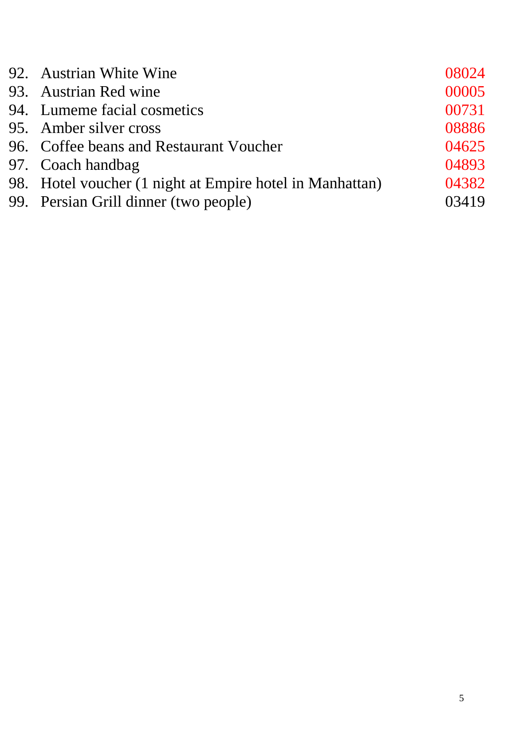| | | |
|---|---|---|
| 92. | Austrian White Wine | 08024 |
| 93. | Austrian Red wine | 00005 |
| 94. | Lumeme facial cosmetics | 00731 |
| 95. | Amber silver cross | 08886 |
| 96. | Coffee beans and Restaurant Voucher | 04625 |
| 97. | Coach handbag | 04893 |
| 98. | Hotel voucher (1 night at Empire hotel in Manhattan) | 04382 |
| 99. | Persian Grill dinner (two people) | 03419 |